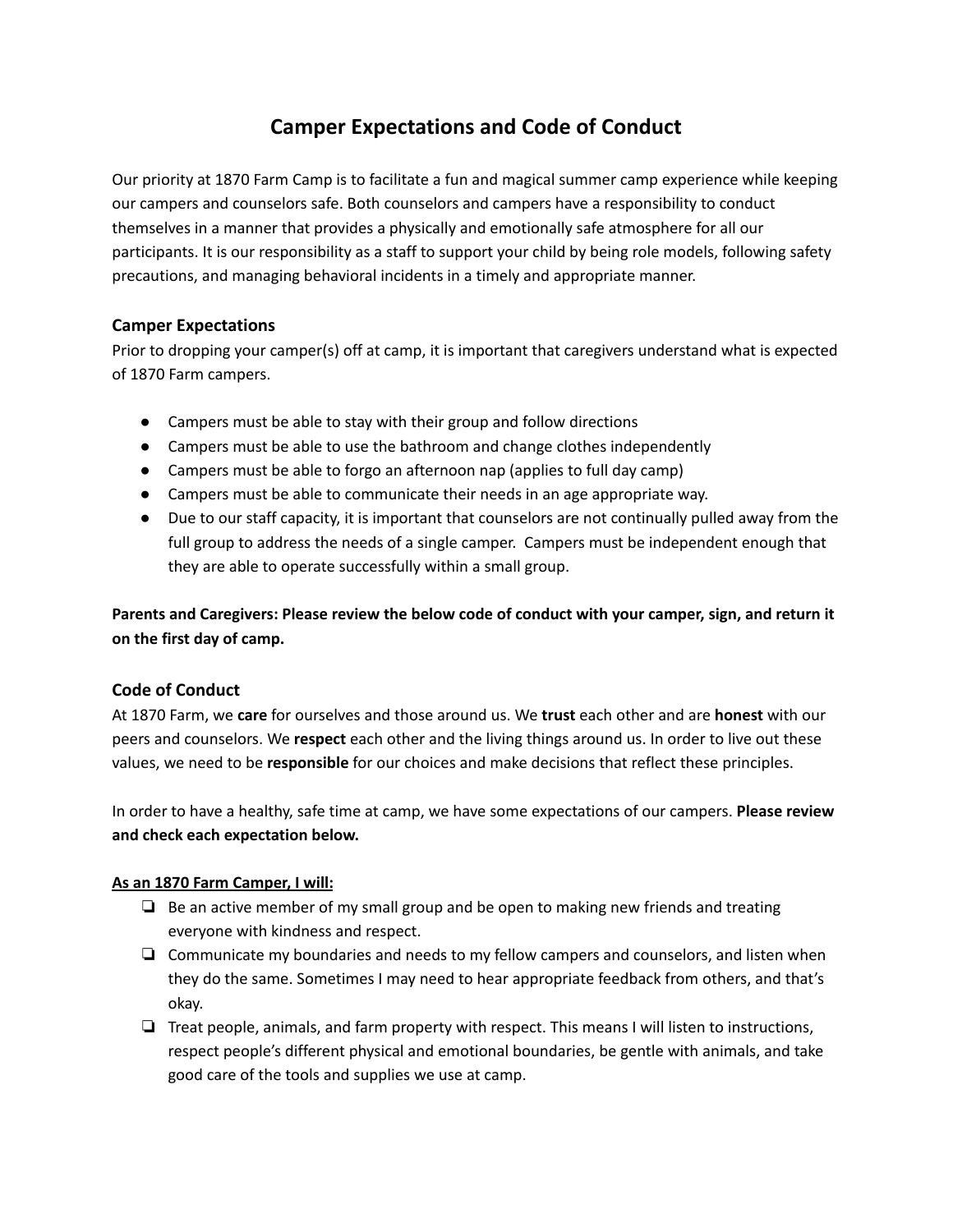# Camper Expectations and Code of Conduct

Our priority at 1870 Farm Camp is to facilitate a fun and magical summer camp experience while keeping our campers and counselors safe. Both counselors and campers have a responsibility to conduct themselves in a manner that provides a physically and emotionally safe atmosphere for all our participants. It is our responsibility as a staff to support your child by being role models, following safety precautions, and managing behavioral incidents in a timely and appropriate manner.

## Camper Expectations

Prior to dropping your camper(s) off at camp, it is important that caregivers understand what is expected of 1870 Farm campers.

- Campers must be able to stay with their group and follow directions
- Campers must be able to use the bathroom and change clothes independently
- Campers must be able to forgo an afternoon nap (applies to full day camp)
- Campers must be able to communicate their needs in an age appropriate way.
- Due to our staff capacity, it is important that counselors are not continually pulled away from the full group to address the needs of a single camper. Campers must be independent enough that they are able to operate successfully within a small group.

**Parents and Caregivers: Please review the below code of conduct with your camper, sign, and return it on the first day of camp.**

## Code of Conduct

At 1870 Farm, we **care** for ourselves and those around us. We **trust** each other and are **honest** with our peers and counselors. We **respect** each other and the living things around us. In order to live out these values, we need to be **responsible** for our choices and make decisions that reflect these principles.

In order to have a healthy, safe time at camp, we have some expectations of our campers. **Please review and check each expectation below.**

**<u>As an 1870 Farm Camper, I will:</u>**

- [ ] Be an active member of my small group and be open to making new friends and treating everyone with kindness and respect.
- [ ] Communicate my boundaries and needs to my fellow campers and counselors, and listen when they do the same. Sometimes I may need to hear appropriate feedback from others, and that's okay.
- [ ] Treat people, animals, and farm property with respect. This means I will listen to instructions, respect people's different physical and emotional boundaries, be gentle with animals, and take good care of the tools and supplies we use at camp.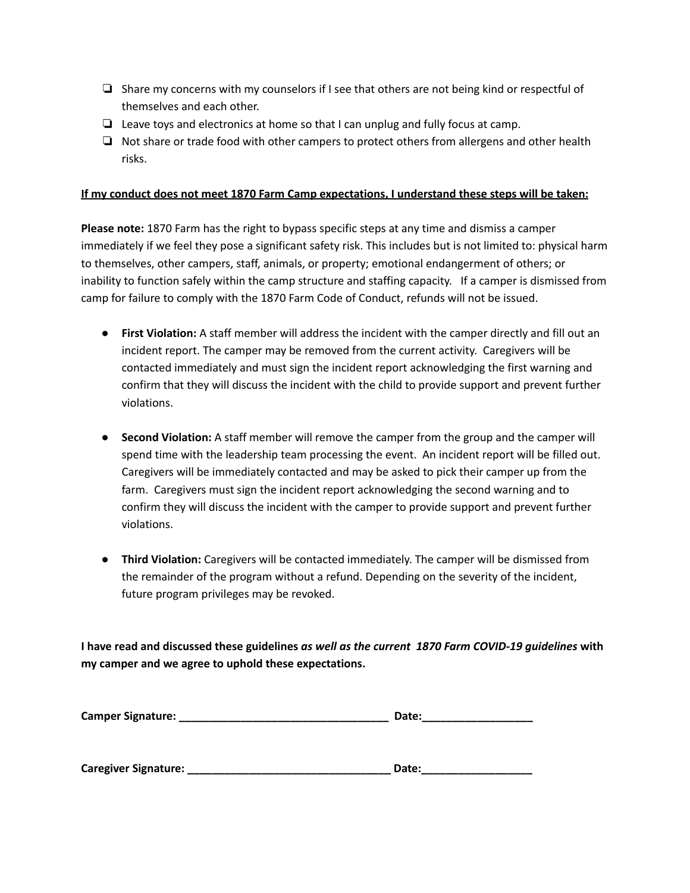- [ ] Share my concerns with my counselors if I see that others are not being kind or respectful of themselves and each other.
- [ ] Leave toys and electronics at home so that I can unplug and fully focus at camp.
- [ ] Not share or trade food with other campers to protect others from allergens and other health risks.

**<u>If my conduct does not meet 1870 Farm Camp expectations, I understand these steps will be taken:</u>**

**Please note:** 1870 Farm has the right to bypass specific steps at any time and dismiss a camper immediately if we feel they pose a significant safety risk. This includes but is not limited to: physical harm to themselves, other campers, staff, animals, or property; emotional endangerment of others; or inability to function safely within the camp structure and staffing capacity. If a camper is dismissed from camp for failure to comply with the 1870 Farm Code of Conduct, refunds will not be issued.

- **First Violation:** A staff member will address the incident with the camper directly and fill out an incident report. The camper may be removed from the current activity. Caregivers will be contacted immediately and must sign the incident report acknowledging the first warning and confirm that they will discuss the incident with the child to provide support and prevent further violations.

- **Second Violation:** A staff member will remove the camper from the group and the camper will spend time with the leadership team processing the event. An incident report will be filled out. Caregivers will be immediately contacted and may be asked to pick their camper up from the farm. Caregivers must sign the incident report acknowledging the second warning and to confirm they will discuss the incident with the camper to provide support and prevent further violations.

- **Third Violation:** Caregivers will be contacted immediately. The camper will be dismissed from the remainder of the program without a refund. Depending on the severity of the incident, future program privileges may be revoked.

**I have read and discussed these guidelines *as well as the current 1870 Farm COVID-19 guidelines* with my camper and we agree to uphold these expectations.**

**Camper Signature: __________________________________ Date:_________________**

**Caregiver Signature: _________________________________ Date:_________________**